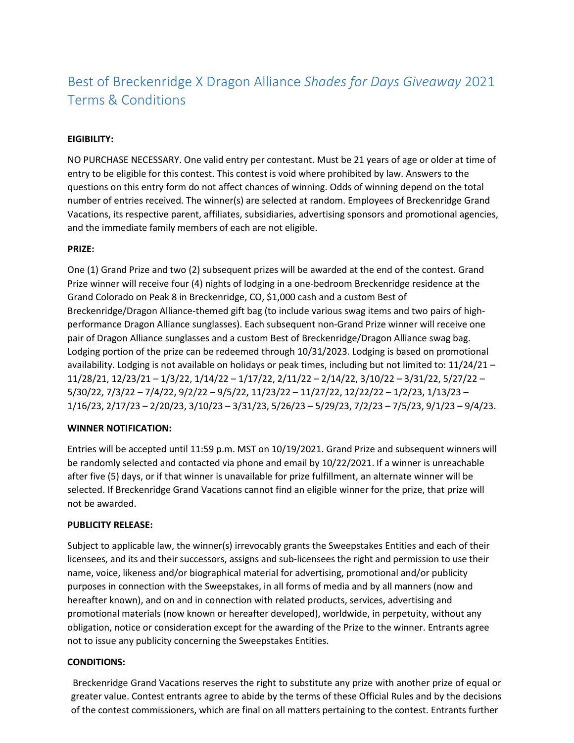# Best of Breckenridge X Dragon Alliance *Shades for Days Giveaway* 2021 Terms & Conditions

**EIGIBILITY:**

NO PURCHASE NECESSARY. One valid entry per contestant. Must be 21 years of age or older at time of entry to be eligible for this contest. This contest is void where prohibited by law. Answers to the questions on this entry form do not affect chances of winning. Odds of winning depend on the total number of entries received. The winner(s) are selected at random. Employees of Breckenridge Grand Vacations, its respective parent, affiliates, subsidiaries, advertising sponsors and promotional agencies, and the immediate family members of each are not eligible.

**PRIZE:**

One (1) Grand Prize and two (2) subsequent prizes will be awarded at the end of the contest. Grand Prize winner will receive four (4) nights of lodging in a one-bedroom Breckenridge residence at the Grand Colorado on Peak 8 in Breckenridge, CO, $1,000 cash and a custom Best of Breckenridge/Dragon Alliance-themed gift bag (to include various swag items and two pairs of high-performance Dragon Alliance sunglasses). Each subsequent non-Grand Prize winner will receive one pair of Dragon Alliance sunglasses and a custom Best of Breckenridge/Dragon Alliance swag bag. Lodging portion of the prize can be redeemed through 10/31/2023. Lodging is based on promotional availability. Lodging is not available on holidays or peak times, including but not limited to: 11/24/21 – 11/28/21, 12/23/21 – 1/3/22, 1/14/22 – 1/17/22, 2/11/22 – 2/14/22, 3/10/22 – 3/31/22, 5/27/22 – 5/30/22, 7/3/22 – 7/4/22, 9/2/22 – 9/5/22, 11/23/22 – 11/27/22, 12/22/22 – 1/2/23, 1/13/23 – 1/16/23, 2/17/23 – 2/20/23, 3/10/23 – 3/31/23, 5/26/23 – 5/29/23, 7/2/23 – 7/5/23, 9/1/23 – 9/4/23.

**WINNER NOTIFICATION:**

Entries will be accepted until 11:59 p.m. MST on 10/19/2021. Grand Prize and subsequent winners will be randomly selected and contacted via phone and email by 10/22/2021. If a winner is unreachable after five (5) days, or if that winner is unavailable for prize fulfillment, an alternate winner will be selected. If Breckenridge Grand Vacations cannot find an eligible winner for the prize, that prize will not be awarded.

**PUBLICITY RELEASE:**

Subject to applicable law, the winner(s) irrevocably grants the Sweepstakes Entities and each of their licensees, and its and their successors, assigns and sub-licensees the right and permission to use their name, voice, likeness and/or biographical material for advertising, promotional and/or publicity purposes in connection with the Sweepstakes, in all forms of media and by all manners (now and hereafter known), and on and in connection with related products, services, advertising and promotional materials (now known or hereafter developed), worldwide, in perpetuity, without any obligation, notice or consideration except for the awarding of the Prize to the winner. Entrants agree not to issue any publicity concerning the Sweepstakes Entities.

**CONDITIONS:**

Breckenridge Grand Vacations reserves the right to substitute any prize with another prize of equal or greater value. Contest entrants agree to abide by the terms of these Official Rules and by the decisions of the contest commissioners, which are final on all matters pertaining to the contest. Entrants further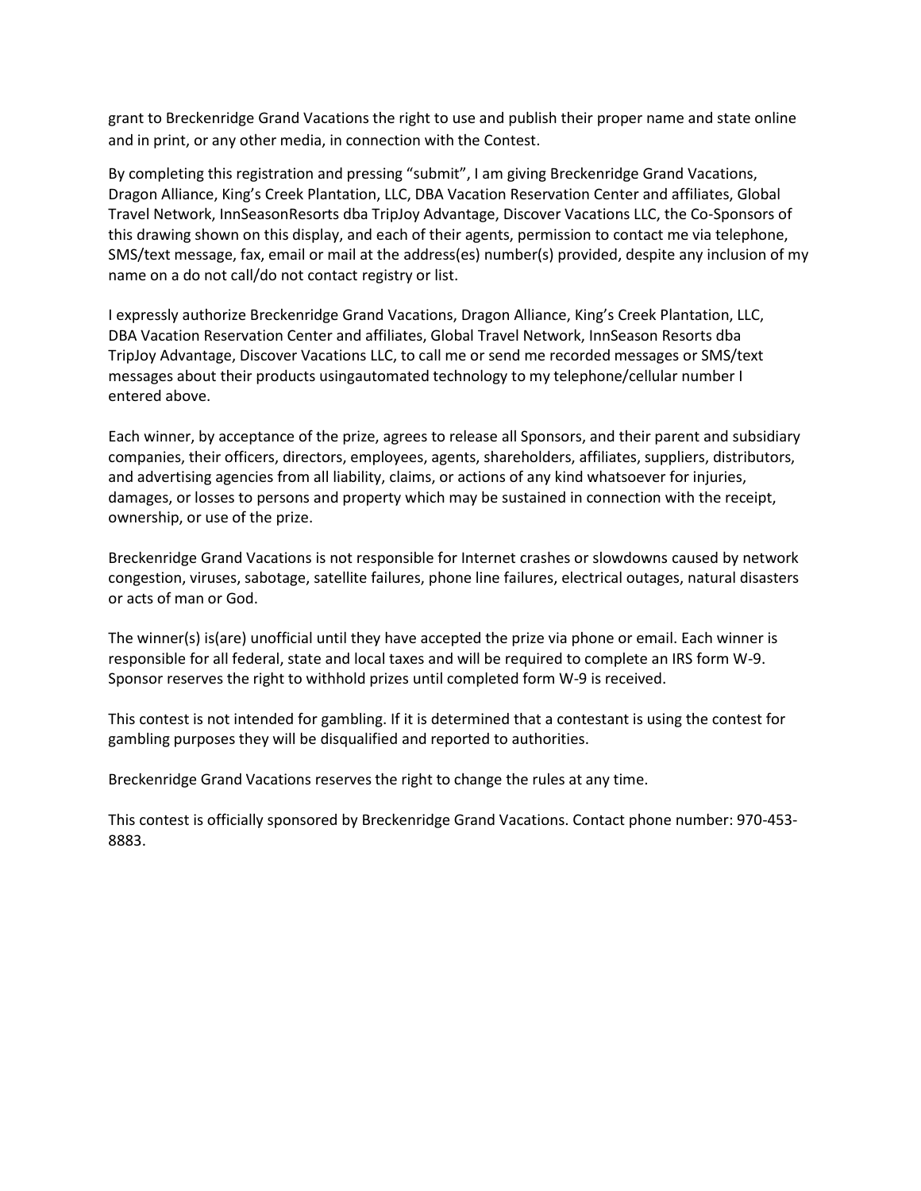grant to Breckenridge Grand Vacations the right to use and publish their proper name and state online and in print, or any other media, in connection with the Contest.

By completing this registration and pressing "submit", I am giving Breckenridge Grand Vacations, Dragon Alliance, King's Creek Plantation, LLC, DBA Vacation Reservation Center and affiliates, Global Travel Network, InnSeasonResorts dba TripJoy Advantage, Discover Vacations LLC, the Co-Sponsors of this drawing shown on this display, and each of their agents, permission to contact me via telephone, SMS/text message, fax, email or mail at the address(es) number(s) provided, despite any inclusion of my name on a do not call/do not contact registry or list.

I expressly authorize Breckenridge Grand Vacations, Dragon Alliance, King's Creek Plantation, LLC, DBA Vacation Reservation Center and affiliates, Global Travel Network, InnSeason Resorts dba TripJoy Advantage, Discover Vacations LLC, to call me or send me recorded messages or SMS/text messages about their products usingautomated technology to my telephone/cellular number I entered above.

Each winner, by acceptance of the prize, agrees to release all Sponsors, and their parent and subsidiary companies, their officers, directors, employees, agents, shareholders, affiliates, suppliers, distributors, and advertising agencies from all liability, claims, or actions of any kind whatsoever for injuries, damages, or losses to persons and property which may be sustained in connection with the receipt, ownership, or use of the prize.

Breckenridge Grand Vacations is not responsible for Internet crashes or slowdowns caused by network congestion, viruses, sabotage, satellite failures, phone line failures, electrical outages, natural disasters or acts of man or God.

The winner(s) is(are) unofficial until they have accepted the prize via phone or email. Each winner is responsible for all federal, state and local taxes and will be required to complete an IRS form W-9. Sponsor reserves the right to withhold prizes until completed form W-9 is received.

This contest is not intended for gambling. If it is determined that a contestant is using the contest for gambling purposes they will be disqualified and reported to authorities.

Breckenridge Grand Vacations reserves the right to change the rules at any time.

This contest is officially sponsored by Breckenridge Grand Vacations. Contact phone number: 970-453-8883.